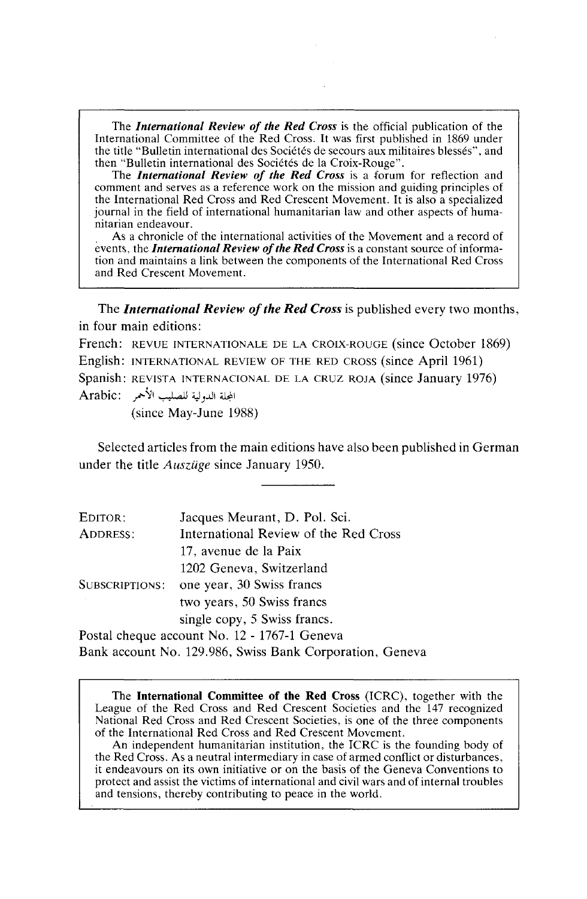The ***International Review of the Red Cross*** is the official publication of the International Committee of the Red Cross. It was first published in 1869 under the title "Bulletin international des Sociétés de secours aux militaires blessés", and then "Bulletin international des Sociétés de la Croix-Rouge".

The ***International Review of the Red Cross*** is a forum for reflection and comment and serves as a reference work on the mission and guiding principles of the International Red Cross and Red Crescent Movement. It is also a specialized journal in the field of international humanitarian law and other aspects of humanitarian endeavour.

As a chronicle of the international activities of the Movement and a record of events, the ***International Review of the Red Cross*** is a constant source of information and maintains a link between the components of the International Red Cross and Red Crescent Movement.

---

The ***International Review of the Red Cross*** is published every two months, in four main editions:

French: REVUE INTERNATIONALE DE LA CROIX-ROUGE (since October 1869)
English: INTERNATIONAL REVIEW OF THE RED CROSS (since April 1961)
Spanish: REVISTA INTERNACIONAL DE LA CRUZ ROJA (since January 1976)
Arabic: المجلة الدولية للصليب الأحمر
(since May-June 1988)

Selected articles from the main editions have also been published in German under the title *Auszüge* since January 1950.

---

EDITOR: Jacques Meurant, D. Pol. Sci.
ADDRESS: International Review of the Red Cross
17, avenue de la Paix
1202 Geneva, Switzerland
SUBSCRIPTIONS: one year, 30 Swiss francs
two years, 50 Swiss francs
single copy, 5 Swiss francs.

Postal cheque account No. 12 - 1767-1 Geneva
Bank account No. 129.986, Swiss Bank Corporation, Geneva

---

The **International Committee of the Red Cross** (ICRC), together with the League of the Red Cross and Red Crescent Societies and the 147 recognized National Red Cross and Red Crescent Societies, is one of the three components of the International Red Cross and Red Crescent Movement.

An independent humanitarian institution, the ICRC is the founding body of the Red Cross. As a neutral intermediary in case of armed conflict or disturbances, it endeavours on its own initiative or on the basis of the Geneva Conventions to protect and assist the victims of international and civil wars and of internal troubles and tensions, thereby contributing to peace in the world.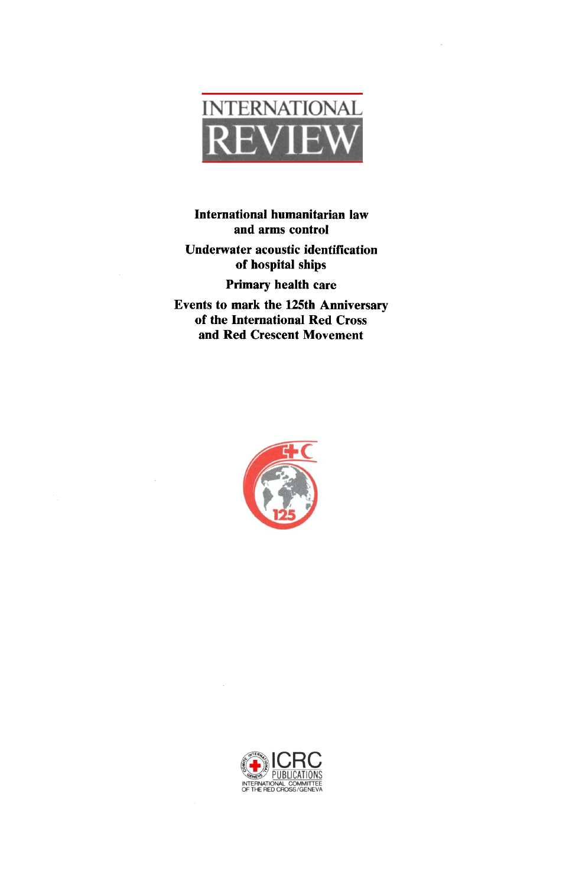# INTERNATIONAL REVIEW

**International humanitarian law and arms control**

**Underwater acoustic identification of hospital ships**

**Primary health care**

**Events to mark the 125th Anniversary of the International Red Cross and Red Crescent Movement**

125

ICRC PUBLICATIONS

INTERNATIONAL COMMITTEE OF THE RED CROSS/GENEVA